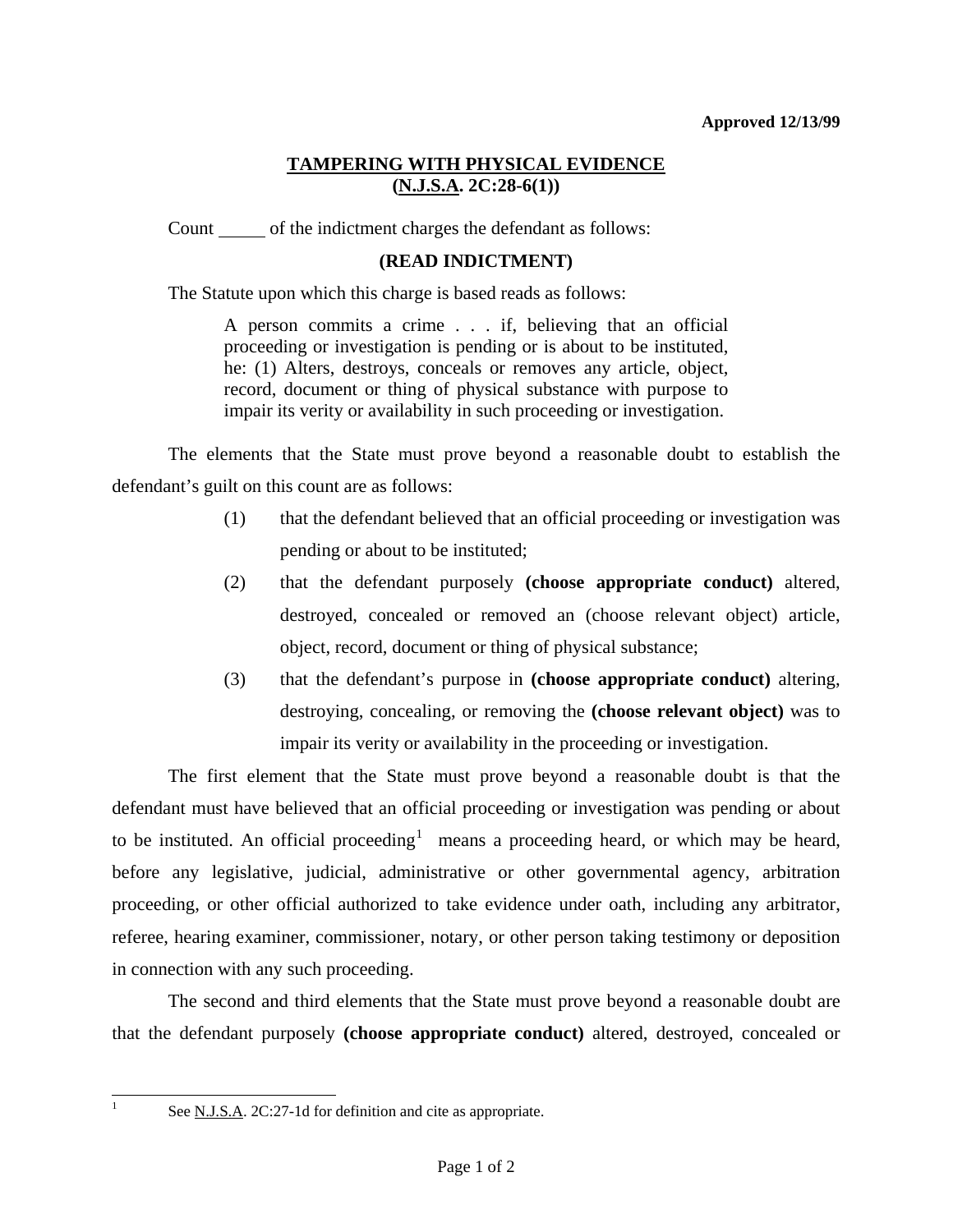**Approved 12/13/99**

# TAMPERING WITH PHYSICAL EVIDENCE (N.J.S.A. 2C:28-6(1))

Count _____ of the indictment charges the defendant as follows:

**(READ INDICTMENT)**

The Statute upon which this charge is based reads as follows:

> A person commits a crime . . . if, believing that an official proceeding or investigation is pending or is about to be instituted, he: (1) Alters, destroys, conceals or removes any article, object, record, document or thing of physical substance with purpose to impair its verity or availability in such proceeding or investigation.

The elements that the State must prove beyond a reasonable doubt to establish the defendant's guilt on this count are as follows:

(1) that the defendant believed that an official proceeding or investigation was pending or about to be instituted;

(2) that the defendant purposely **(choose appropriate conduct)** altered, destroyed, concealed or removed an (choose relevant object) article, object, record, document or thing of physical substance;

(3) that the defendant's purpose in **(choose appropriate conduct)** altering, destroying, concealing, or removing the **(choose relevant object)** was to impair its verity or availability in the proceeding or investigation.

The first element that the State must prove beyond a reasonable doubt is that the defendant must have believed that an official proceeding or investigation was pending or about to be instituted. An official proceeding[1] means a proceeding heard, or which may be heard, before any legislative, judicial, administrative or other governmental agency, arbitration proceeding, or other official authorized to take evidence under oath, including any arbitrator, referee, hearing examiner, commissioner, notary, or other person taking testimony or deposition in connection with any such proceeding.

The second and third elements that the State must prove beyond a reasonable doubt are that the defendant purposely **(choose appropriate conduct)** altered, destroyed, concealed or

---

[1] See N.J.S.A. 2C:27-1d for definition and cite as appropriate.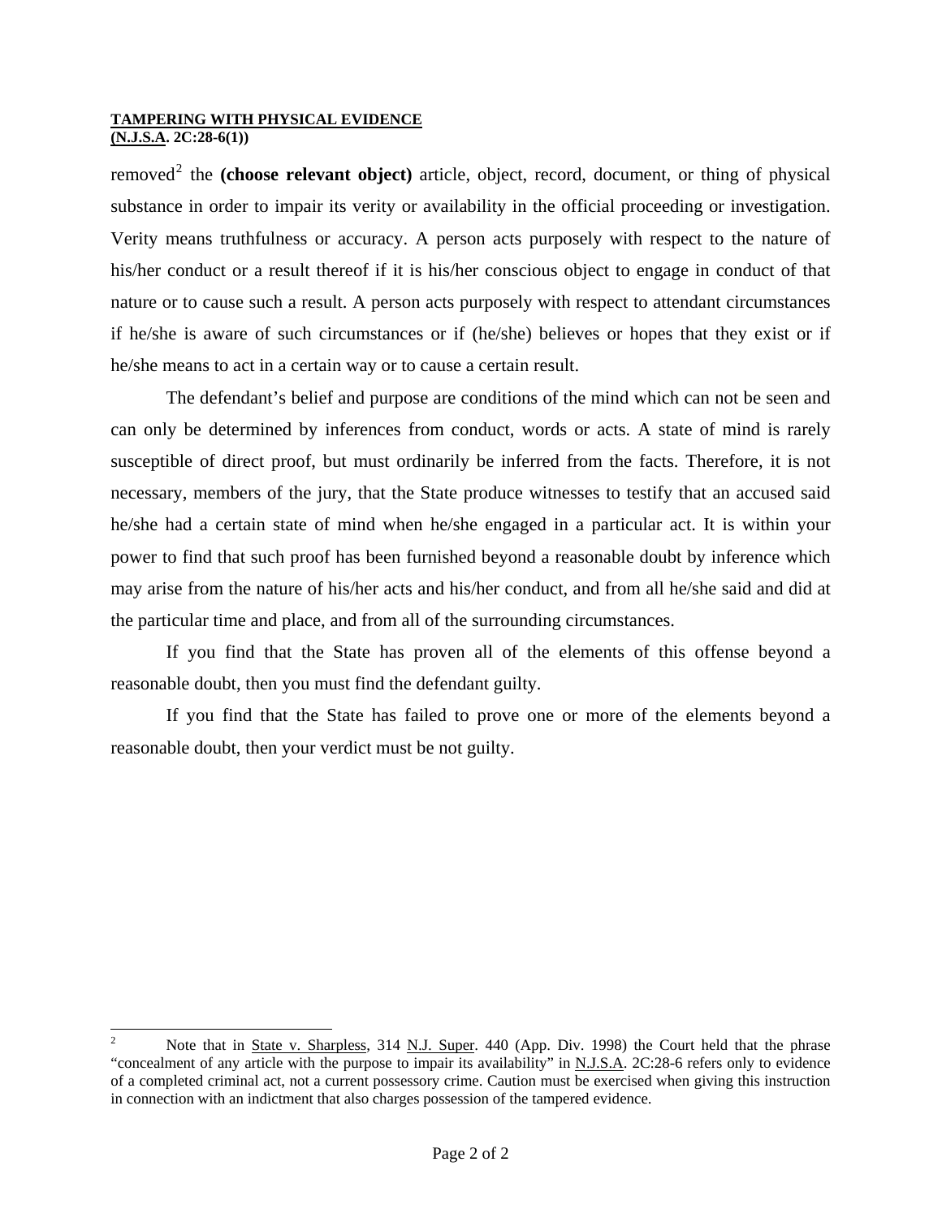removed[2] the **(choose relevant object)** article, object, record, document, or thing of physical substance in order to impair its verity or availability in the official proceeding or investigation. Verity means truthfulness or accuracy. A person acts purposely with respect to the nature of his/her conduct or a result thereof if it is his/her conscious object to engage in conduct of that nature or to cause such a result. A person acts purposely with respect to attendant circumstances if he/she is aware of such circumstances or if (he/she) believes or hopes that they exist or if he/she means to act in a certain way or to cause a certain result.

The defendant's belief and purpose are conditions of the mind which can not be seen and can only be determined by inferences from conduct, words or acts. A state of mind is rarely susceptible of direct proof, but must ordinarily be inferred from the facts. Therefore, it is not necessary, members of the jury, that the State produce witnesses to testify that an accused said he/she had a certain state of mind when he/she engaged in a particular act. It is within your power to find that such proof has been furnished beyond a reasonable doubt by inference which may arise from the nature of his/her acts and his/her conduct, and from all he/she said and did at the particular time and place, and from all of the surrounding circumstances.

If you find that the State has proven all of the elements of this offense beyond a reasonable doubt, then you must find the defendant guilty.

If you find that the State has failed to prove one or more of the elements beyond a reasonable doubt, then your verdict must be not guilty.

---

[2] Note that in State v. Sharpless, 314 N.J. Super. 440 (App. Div. 1998) the Court held that the phrase "concealment of any article with the purpose to impair its availability" in N.J.S.A. 2C:28-6 refers only to evidence of a completed criminal act, not a current possessory crime. Caution must be exercised when giving this instruction in connection with an indictment that also charges possession of the tampered evidence.